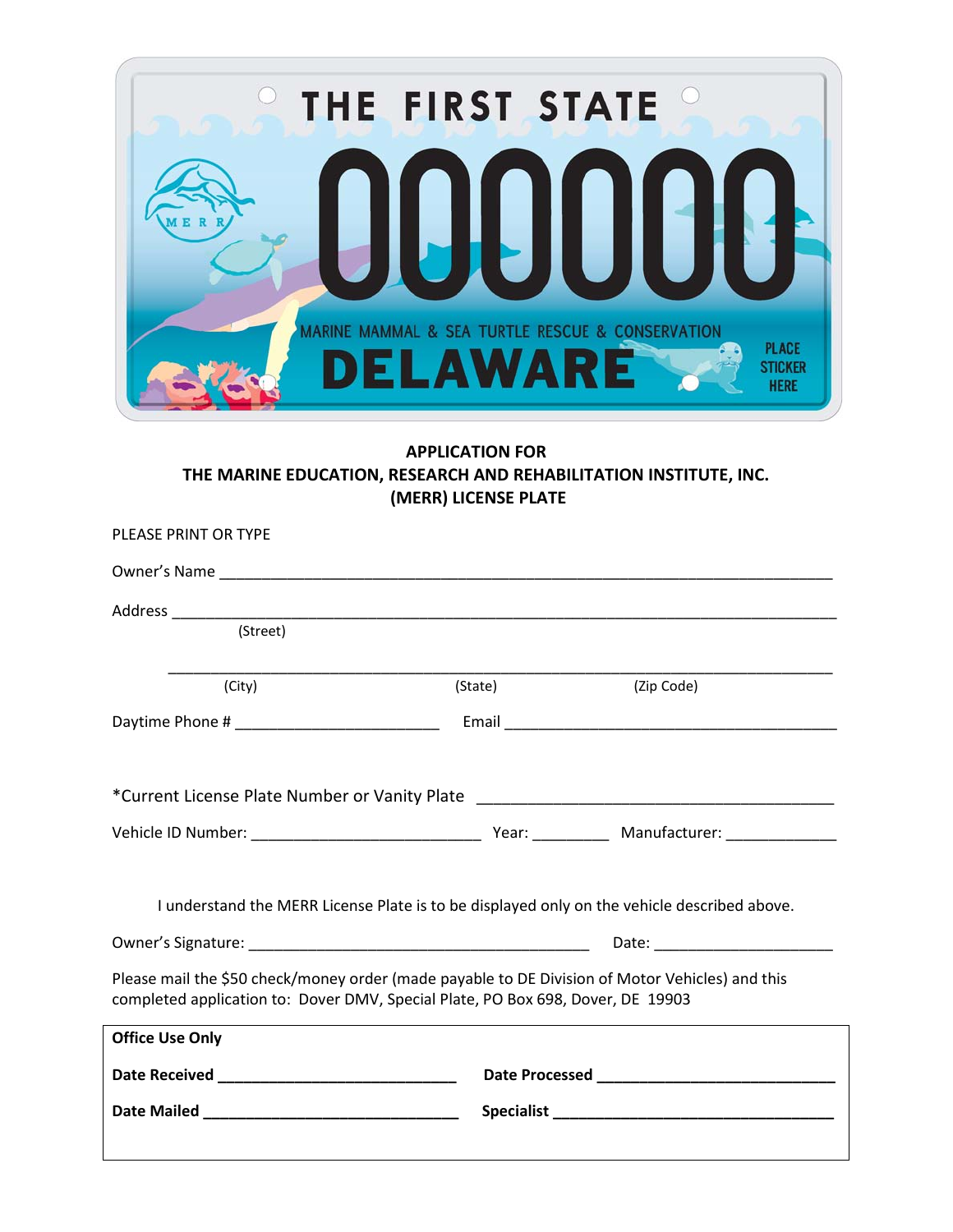## APPLICATION FOR THE MARINE EDUCATION, RESEARCH AND REHABILITATION INSTITUTE, INC. (MERR) LICENSE PLATE

PLEASE PRINT OR TYPE

Owner's Name ____________________________________________________________________________

Address _________________________________________________________________________________
(Street)

_________________________________________________________________________________
(City) (State) (Zip Code)

Daytime Phone # ________________________ Email ________________________________________

*Current License Plate Number or Vanity Plate ________________________________________

Vehicle ID Number: ___________________________ Year: _________ Manufacturer: _____________

I understand the MERR License Plate is to be displayed only on the vehicle described above.

Owner's Signature: __________________________________________ Date: _____________________

Please mail the $50 check/money order (made payable to DE Division of Motor Vehicles) and this completed application to: Dover DMV, Special Plate, PO Box 698, Dover, DE 19903

**Office Use Only**

**Date Received** ____________________________ **Date Processed** ____________________________

**Date Mailed** ______________________________ **Specialist** _________________________________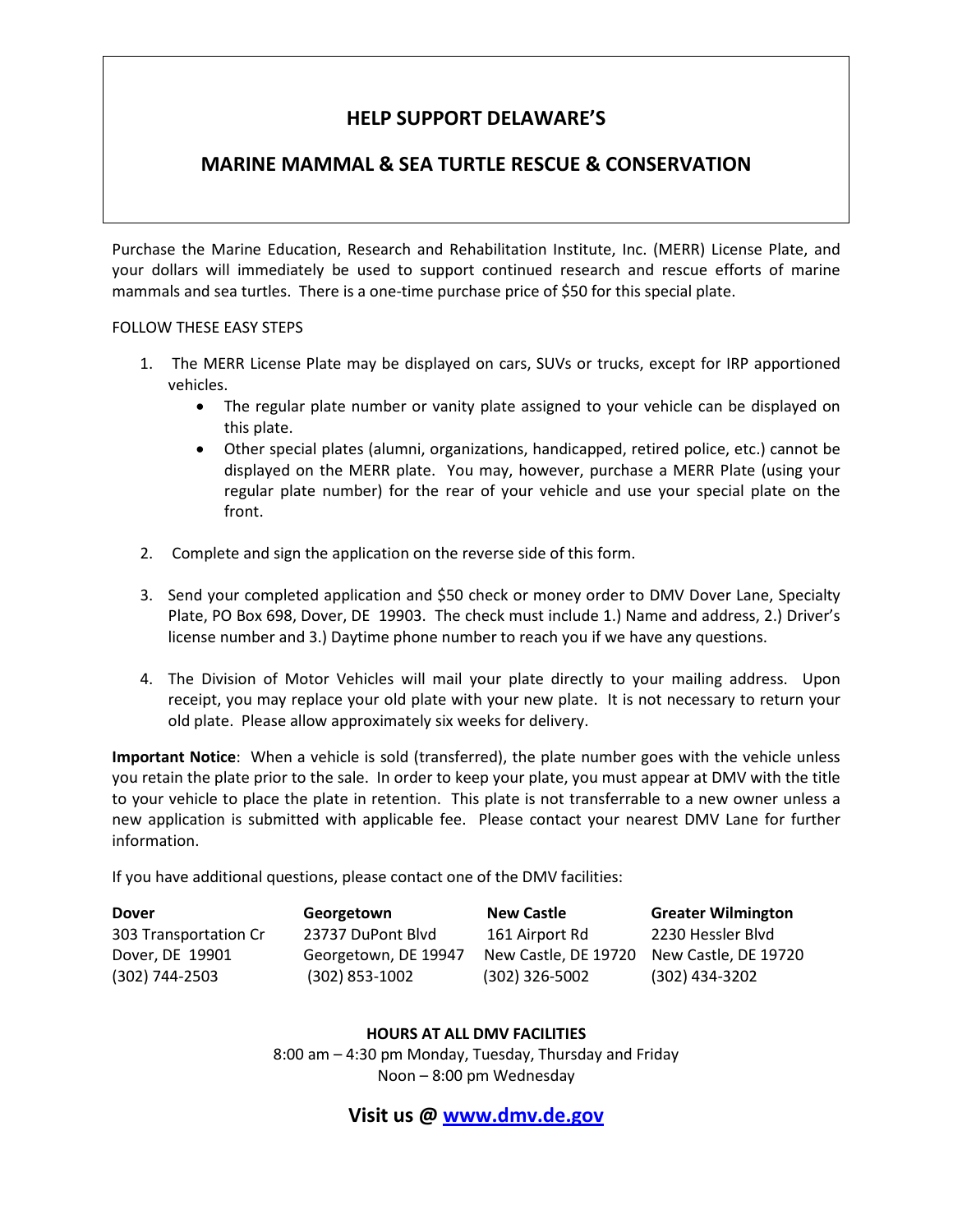# HELP SUPPORT DELAWARE'S

# MARINE MAMMAL & SEA TURTLE RESCUE & CONSERVATION

Purchase the Marine Education, Research and Rehabilitation Institute, Inc. (MERR) License Plate, and your dollars will immediately be used to support continued research and rescue efforts of marine mammals and sea turtles. There is a one-time purchase price of $50 for this special plate.

FOLLOW THESE EASY STEPS

1. The MERR License Plate may be displayed on cars, SUVs or trucks, except for IRP apportioned vehicles.
   - The regular plate number or vanity plate assigned to your vehicle can be displayed on this plate.
   - Other special plates (alumni, organizations, handicapped, retired police, etc.) cannot be displayed on the MERR plate. You may, however, purchase a MERR Plate (using your regular plate number) for the rear of your vehicle and use your special plate on the front.

2. Complete and sign the application on the reverse side of this form.

3. Send your completed application and $50 check or money order to DMV Dover Lane, Specialty Plate, PO Box 698, Dover, DE 19903. The check must include 1.) Name and address, 2.) Driver's license number and 3.) Daytime phone number to reach you if we have any questions.

4. The Division of Motor Vehicles will mail your plate directly to your mailing address. Upon receipt, you may replace your old plate with your new plate. It is not necessary to return your old plate. Please allow approximately six weeks for delivery.

**Important Notice**: When a vehicle is sold (transferred), the plate number goes with the vehicle unless you retain the plate prior to the sale. In order to keep your plate, you must appear at DMV with the title to your vehicle to place the plate in retention. This plate is not transferrable to a new owner unless a new application is submitted with applicable fee. Please contact your nearest DMV Lane for further information.

If you have additional questions, please contact one of the DMV facilities:

| **Dover** | **Georgetown** | **New Castle** | **Greater Wilmington** |
|---|---|---|---|
| 303 Transportation Cr | 23737 DuPont Blvd | 161 Airport Rd | 2230 Hessler Blvd |
| Dover, DE 19901 | Georgetown, DE 19947 | New Castle, DE 19720 | New Castle, DE 19720 |
| (302) 744-2503 | (302) 853-1002 | (302) 326-5002 | (302) 434-3202 |

**HOURS AT ALL DMV FACILITIES**

8:00 am – 4:30 pm Monday, Tuesday, Thursday and Friday

Noon – 8:00 pm Wednesday

## Visit us @ www.dmv.de.gov